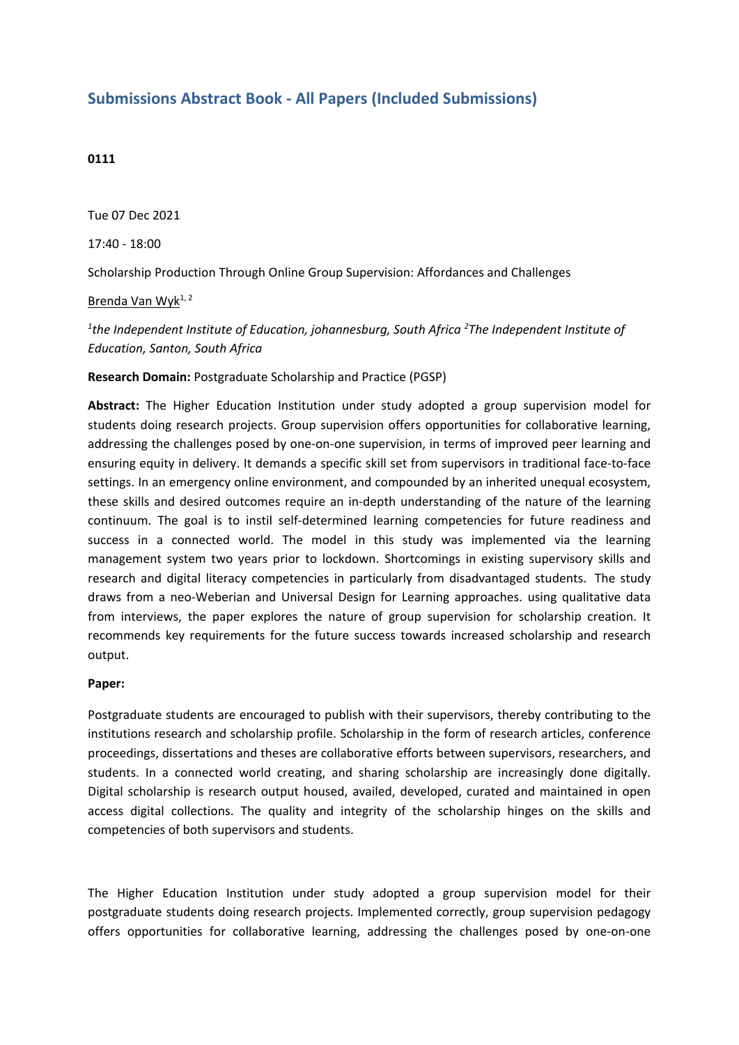## Submissions Abstract Book - All Papers (Included Submissions)

**0111**

Tue 07 Dec 2021

17:40 - 18:00

Scholarship Production Through Online Group Supervision: Affordances and Challenges

Brenda Van Wyk[1, 2]

[1]*the Independent Institute of Education, johannesburg, South Africa* [2]*The Independent Institute of Education, Santon, South Africa*

**Research Domain:** Postgraduate Scholarship and Practice (PGSP)

**Abstract:** The Higher Education Institution under study adopted a group supervision model for students doing research projects. Group supervision offers opportunities for collaborative learning, addressing the challenges posed by one-on-one supervision, in terms of improved peer learning and ensuring equity in delivery. It demands a specific skill set from supervisors in traditional face-to-face settings. In an emergency online environment, and compounded by an inherited unequal ecosystem, these skills and desired outcomes require an in-depth understanding of the nature of the learning continuum. The goal is to instil self-determined learning competencies for future readiness and success in a connected world. The model in this study was implemented via the learning management system two years prior to lockdown. Shortcomings in existing supervisory skills and research and digital literacy competencies in particularly from disadvantaged students. The study draws from a neo-Weberian and Universal Design for Learning approaches. using qualitative data from interviews, the paper explores the nature of group supervision for scholarship creation. It recommends key requirements for the future success towards increased scholarship and research output.

**Paper:**

Postgraduate students are encouraged to publish with their supervisors, thereby contributing to the institutions research and scholarship profile. Scholarship in the form of research articles, conference proceedings, dissertations and theses are collaborative efforts between supervisors, researchers, and students. In a connected world creating, and sharing scholarship are increasingly done digitally. Digital scholarship is research output housed, availed, developed, curated and maintained in open access digital collections. The quality and integrity of the scholarship hinges on the skills and competencies of both supervisors and students.

The Higher Education Institution under study adopted a group supervision model for their postgraduate students doing research projects. Implemented correctly, group supervision pedagogy offers opportunities for collaborative learning, addressing the challenges posed by one-on-one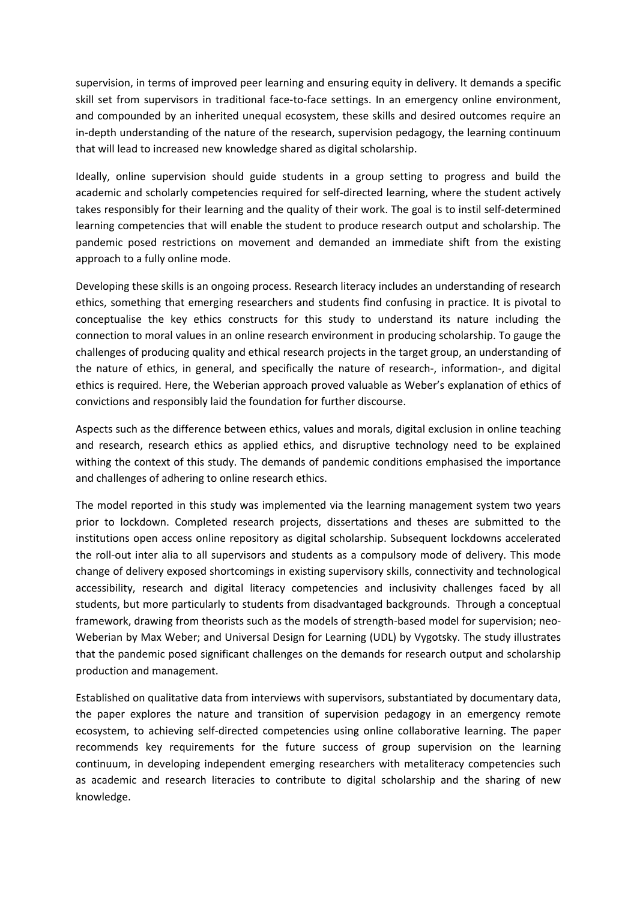supervision, in terms of improved peer learning and ensuring equity in delivery. It demands a specific skill set from supervisors in traditional face-to-face settings. In an emergency online environment, and compounded by an inherited unequal ecosystem, these skills and desired outcomes require an in-depth understanding of the nature of the research, supervision pedagogy, the learning continuum that will lead to increased new knowledge shared as digital scholarship.

Ideally, online supervision should guide students in a group setting to progress and build the academic and scholarly competencies required for self-directed learning, where the student actively takes responsibly for their learning and the quality of their work. The goal is to instil self-determined learning competencies that will enable the student to produce research output and scholarship. The pandemic posed restrictions on movement and demanded an immediate shift from the existing approach to a fully online mode.

Developing these skills is an ongoing process. Research literacy includes an understanding of research ethics, something that emerging researchers and students find confusing in practice. It is pivotal to conceptualise the key ethics constructs for this study to understand its nature including the connection to moral values in an online research environment in producing scholarship. To gauge the challenges of producing quality and ethical research projects in the target group, an understanding of the nature of ethics, in general, and specifically the nature of research-, information-, and digital ethics is required. Here, the Weberian approach proved valuable as Weber's explanation of ethics of convictions and responsibly laid the foundation for further discourse.

Aspects such as the difference between ethics, values and morals, digital exclusion in online teaching and research, research ethics as applied ethics, and disruptive technology need to be explained withing the context of this study. The demands of pandemic conditions emphasised the importance and challenges of adhering to online research ethics.

The model reported in this study was implemented via the learning management system two years prior to lockdown. Completed research projects, dissertations and theses are submitted to the institutions open access online repository as digital scholarship. Subsequent lockdowns accelerated the roll-out inter alia to all supervisors and students as a compulsory mode of delivery. This mode change of delivery exposed shortcomings in existing supervisory skills, connectivity and technological accessibility, research and digital literacy competencies and inclusivity challenges faced by all students, but more particularly to students from disadvantaged backgrounds. Through a conceptual framework, drawing from theorists such as the models of strength-based model for supervision; neo-Weberian by Max Weber; and Universal Design for Learning (UDL) by Vygotsky. The study illustrates that the pandemic posed significant challenges on the demands for research output and scholarship production and management.

Established on qualitative data from interviews with supervisors, substantiated by documentary data, the paper explores the nature and transition of supervision pedagogy in an emergency remote ecosystem, to achieving self-directed competencies using online collaborative learning. The paper recommends key requirements for the future success of group supervision on the learning continuum, in developing independent emerging researchers with metaliteracy competencies such as academic and research literacies to contribute to digital scholarship and the sharing of new knowledge.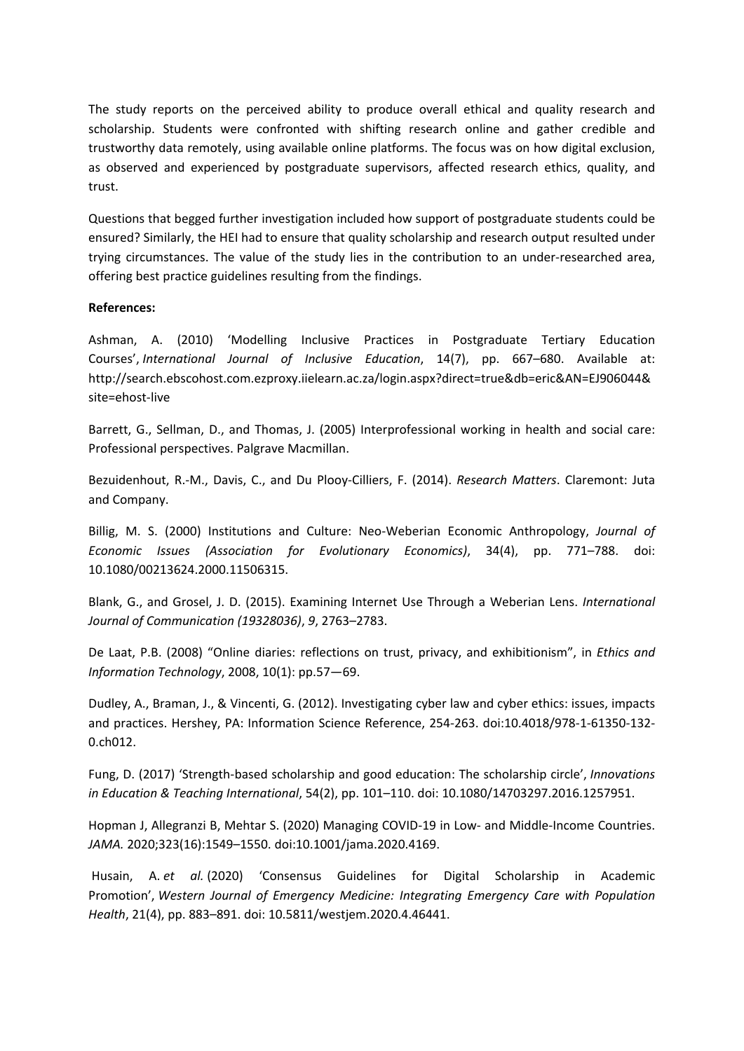The study reports on the perceived ability to produce overall ethical and quality research and scholarship. Students were confronted with shifting research online and gather credible and trustworthy data remotely, using available online platforms. The focus was on how digital exclusion, as observed and experienced by postgraduate supervisors, affected research ethics, quality, and trust.

Questions that begged further investigation included how support of postgraduate students could be ensured? Similarly, the HEI had to ensure that quality scholarship and research output resulted under trying circumstances. The value of the study lies in the contribution to an under-researched area, offering best practice guidelines resulting from the findings.

**References:**

Ashman, A. (2010) 'Modelling Inclusive Practices in Postgraduate Tertiary Education Courses', *International Journal of Inclusive Education*, 14(7), pp. 667–680. Available at: http://search.ebscohost.com.ezproxy.iielearn.ac.za/login.aspx?direct=true&db=eric&AN=EJ906044&site=ehost-live

Barrett, G., Sellman, D., and Thomas, J. (2005) Interprofessional working in health and social care: Professional perspectives. Palgrave Macmillan.

Bezuidenhout, R.-M., Davis, C., and Du Plooy-Cilliers, F. (2014). *Research Matters*. Claremont: Juta and Company.

Billig, M. S. (2000) Institutions and Culture: Neo-Weberian Economic Anthropology, *Journal of Economic Issues (Association for Evolutionary Economics)*, 34(4), pp. 771–788. doi: 10.1080/00213624.2000.11506315.

Blank, G., and Grosel, J. D. (2015). Examining Internet Use Through a Weberian Lens. *International Journal of Communication (19328036)*, *9*, 2763–2783.

De Laat, P.B. (2008) "Online diaries: reflections on trust, privacy, and exhibitionism", in *Ethics and Information Technology*, 2008, 10(1): pp.57—69.

Dudley, A., Braman, J., & Vincenti, G. (2012). Investigating cyber law and cyber ethics: issues, impacts and practices. Hershey, PA: Information Science Reference, 254-263. doi:10.4018/978-1-61350-132-0.ch012.

Fung, D. (2017) 'Strength-based scholarship and good education: The scholarship circle', *Innovations in Education & Teaching International*, 54(2), pp. 101–110. doi: 10.1080/14703297.2016.1257951.

Hopman J, Allegranzi B, Mehtar S. (2020) Managing COVID-19 in Low- and Middle-Income Countries. *JAMA.* 2020;323(16):1549–1550. doi:10.1001/jama.2020.4169.

Husain, A. *et al.* (2020) 'Consensus Guidelines for Digital Scholarship in Academic Promotion', *Western Journal of Emergency Medicine: Integrating Emergency Care with Population Health*, 21(4), pp. 883–891. doi: 10.5811/westjem.2020.4.46441.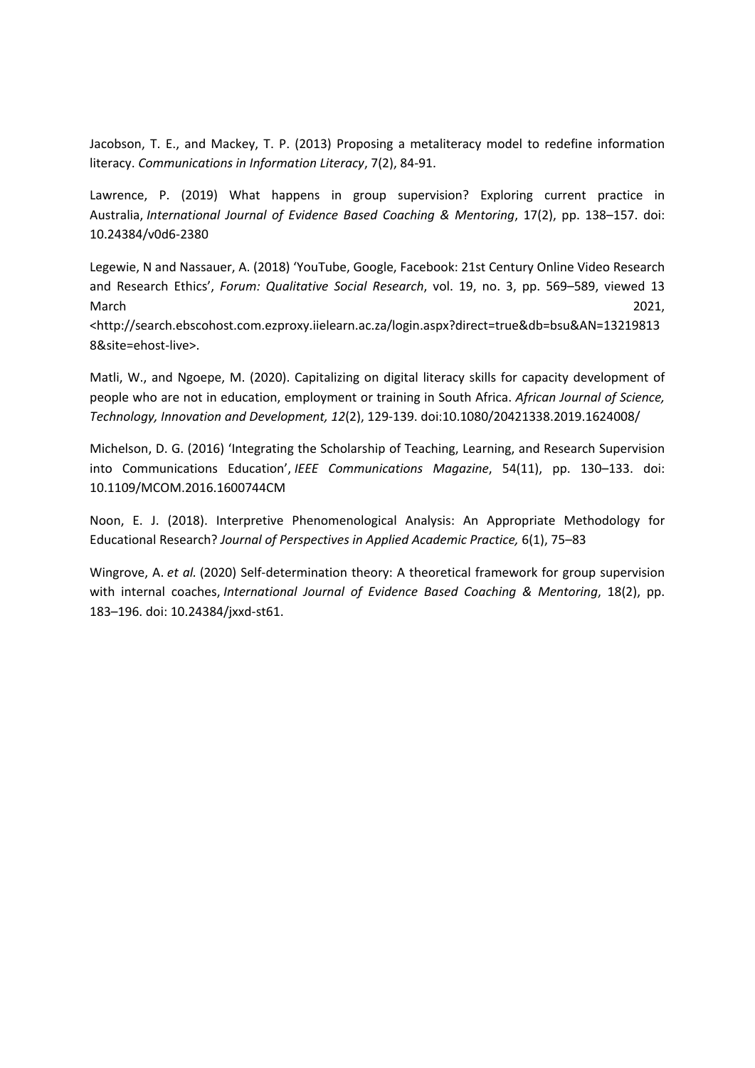Jacobson, T. E., and Mackey, T. P. (2013) Proposing a metaliteracy model to redefine information literacy. *Communications in Information Literacy*, 7(2), 84-91.

Lawrence, P. (2019) What happens in group supervision? Exploring current practice in Australia, *International Journal of Evidence Based Coaching & Mentoring*, 17(2), pp. 138–157. doi: 10.24384/v0d6-2380

Legewie, N and Nassauer, A. (2018) 'YouTube, Google, Facebook: 21st Century Online Video Research and Research Ethics', *Forum: Qualitative Social Research*, vol. 19, no. 3, pp. 569–589, viewed 13 March 2021, <http://search.ebscohost.com.ezproxy.iielearn.ac.za/login.aspx?direct=true&db=bsu&AN=132198138&site=ehost-live>.

Matli, W., and Ngoepe, M. (2020). Capitalizing on digital literacy skills for capacity development of people who are not in education, employment or training in South Africa. *African Journal of Science, Technology, Innovation and Development, 12*(2), 129-139. doi:10.1080/20421338.2019.1624008/

Michelson, D. G. (2016) 'Integrating the Scholarship of Teaching, Learning, and Research Supervision into Communications Education', *IEEE Communications Magazine*, 54(11), pp. 130–133. doi: 10.1109/MCOM.2016.1600744CM

Noon, E. J. (2018). Interpretive Phenomenological Analysis: An Appropriate Methodology for Educational Research? *Journal of Perspectives in Applied Academic Practice,* 6(1), 75–83

Wingrove, A. *et al.* (2020) Self-determination theory: A theoretical framework for group supervision with internal coaches, *International Journal of Evidence Based Coaching & Mentoring*, 18(2), pp. 183–196. doi: 10.24384/jxxd-st61.